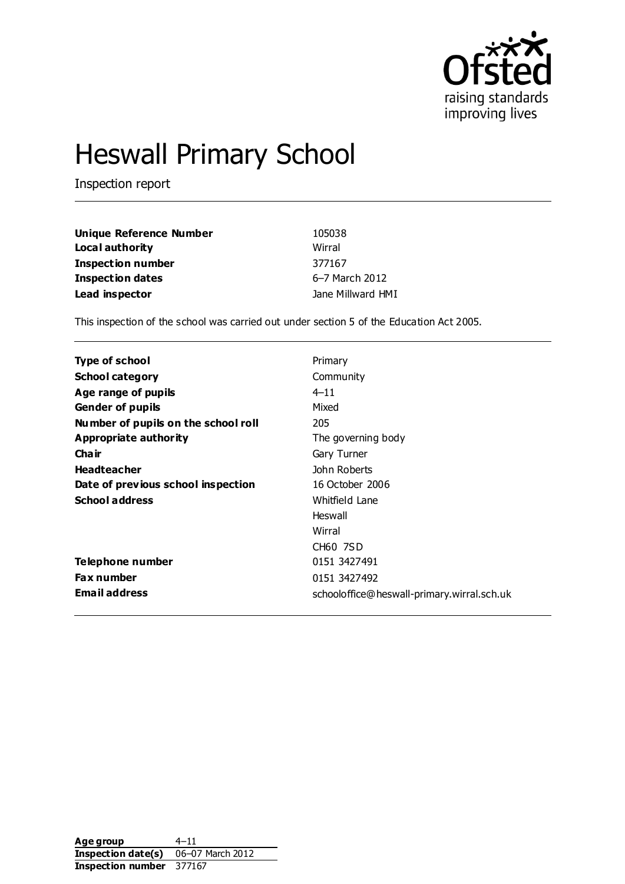# Heswall Primary School

Inspection report

| | |
|---|---|
| **Unique Reference Number** | 105038 |
| **Local authority** | Wirral |
| **Inspection number** | 377167 |
| **Inspection dates** | 6–7 March 2012 |
| **Lead inspector** | Jane Millward HMI |

This inspection of the school was carried out under section 5 of the Education Act 2005.

| | |
|---|---|
| **Type of school** | Primary |
| **School category** | Community |
| **Age range of pupils** | 4–11 |
| **Gender of pupils** | Mixed |
| **Number of pupils on the school roll** | 205 |
| **Appropriate authority** | The governing body |
| **Chair** | Gary Turner |
| **Headteacher** | John Roberts |
| **Date of previous school inspection** | 16 October 2006 |
| **School address** | Whitfield Lane<br>Heswall<br>Wirral<br>CH60 7SD |
| **Telephone number** | 0151 3427491 |
| **Fax number** | 0151 3427492 |
| **Email address** | schooloffice@heswall-primary.wirral.sch.uk |

| | |
|---|---|
| **Age group** | 4–11 |
| **Inspection date(s)** | 06–07 March 2012 |
| **Inspection number** | 377167 |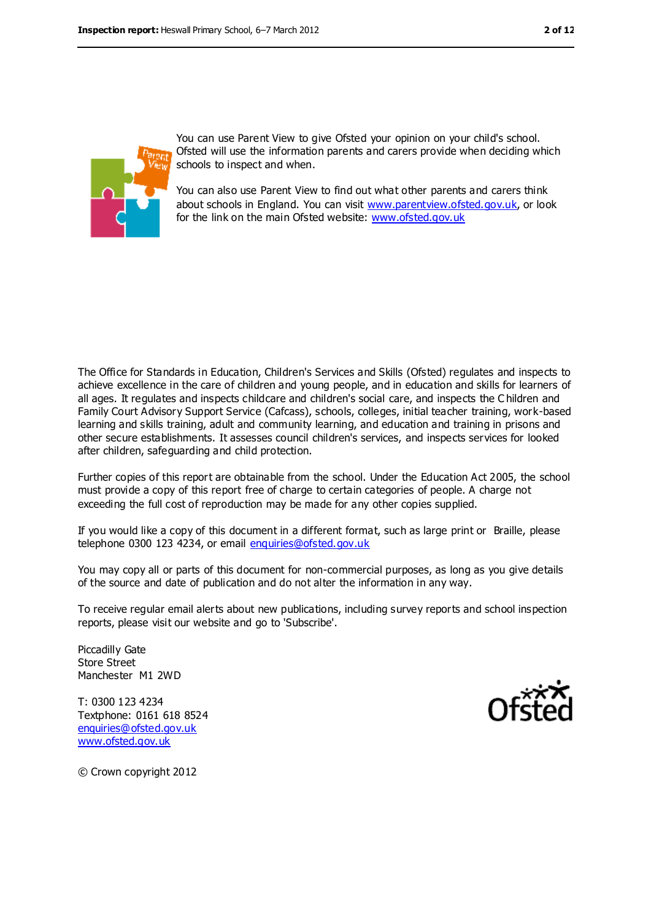You can use Parent View to give Ofsted your opinion on your child's school. Ofsted will use the information parents and carers provide when deciding which schools to inspect and when.

You can also use Parent View to find out what other parents and carers think about schools in England. You can visit www.parentview.ofsted.gov.uk, or look for the link on the main Ofsted website: www.ofsted.gov.uk

The Office for Standards in Education, Children's Services and Skills (Ofsted) regulates and inspects to achieve excellence in the care of children and young people, and in education and skills for learners of all ages. It regulates and inspects childcare and children's social care, and inspects the Children and Family Court Advisory Support Service (Cafcass), schools, colleges, initial teacher training, work-based learning and skills training, adult and community learning, and education and training in prisons and other secure establishments. It assesses council children's services, and inspects services for looked after children, safeguarding and child protection.

Further copies of this report are obtainable from the school. Under the Education Act 2005, the school must provide a copy of this report free of charge to certain categories of people. A charge not exceeding the full cost of reproduction may be made for any other copies supplied.

If you would like a copy of this document in a different format, such as large print or Braille, please telephone 0300 123 4234, or email enquiries@ofsted.gov.uk

You may copy all or parts of this document for non-commercial purposes, as long as you give details of the source and date of publication and do not alter the information in any way.

To receive regular email alerts about new publications, including survey reports and school inspection reports, please visit our website and go to 'Subscribe'.

Piccadilly Gate
Store Street
Manchester M1 2WD

T: 0300 123 4234
Textphone: 0161 618 8524
enquiries@ofsted.gov.uk
www.ofsted.gov.uk

© Crown copyright 2012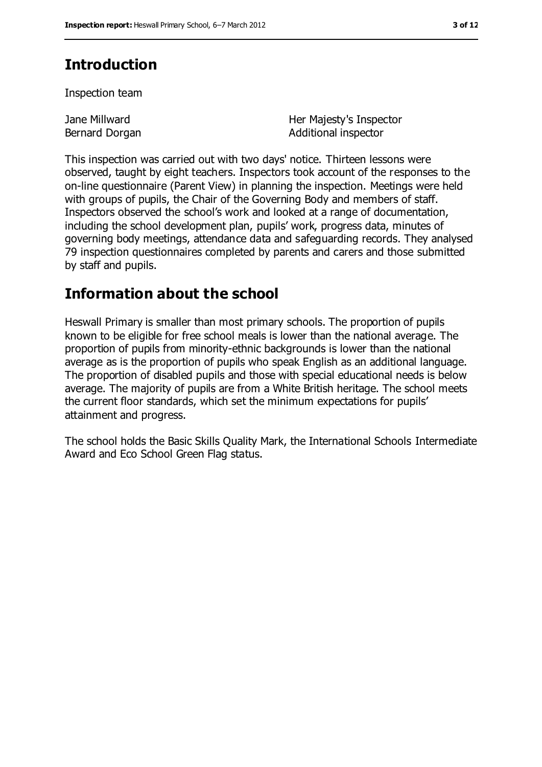## Introduction

Inspection team

| | |
|---|---|
| Jane Millward | Her Majesty's Inspector |
| Bernard Dorgan | Additional inspector |

This inspection was carried out with two days' notice. Thirteen lessons were observed, taught by eight teachers. Inspectors took account of the responses to the on-line questionnaire (Parent View) in planning the inspection. Meetings were held with groups of pupils, the Chair of the Governing Body and members of staff. Inspectors observed the school's work and looked at a range of documentation, including the school development plan, pupils' work, progress data, minutes of governing body meetings, attendance data and safeguarding records. They analysed 79 inspection questionnaires completed by parents and carers and those submitted by staff and pupils.

## Information about the school

Heswall Primary is smaller than most primary schools. The proportion of pupils known to be eligible for free school meals is lower than the national average. The proportion of pupils from minority-ethnic backgrounds is lower than the national average as is the proportion of pupils who speak English as an additional language. The proportion of disabled pupils and those with special educational needs is below average. The majority of pupils are from a White British heritage. The school meets the current floor standards, which set the minimum expectations for pupils' attainment and progress.

The school holds the Basic Skills Quality Mark, the International Schools Intermediate Award and Eco School Green Flag status.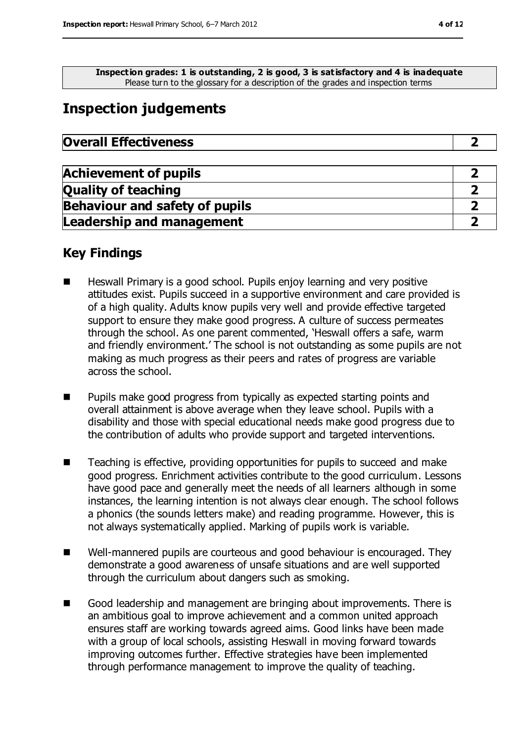**Inspection grades: 1 is outstanding, 2 is good, 3 is satisfactory and 4 is inadequate**
Please turn to the glossary for a description of the grades and inspection terms

## Inspection judgements

| Overall Effectiveness | 2 |
|---|---|

| Achievement of pupils | 2 |
|---|---|
| Quality of teaching | 2 |
| Behaviour and safety of pupils | 2 |
| Leadership and management | 2 |

### Key Findings

- Heswall Primary is a good school. Pupils enjoy learning and very positive attitudes exist. Pupils succeed in a supportive environment and care provided is of a high quality. Adults know pupils very well and provide effective targeted support to ensure they make good progress. A culture of success permeates through the school. As one parent commented, 'Heswall offers a safe, warm and friendly environment.' The school is not outstanding as some pupils are not making as much progress as their peers and rates of progress are variable across the school.

- Pupils make good progress from typically as expected starting points and overall attainment is above average when they leave school. Pupils with a disability and those with special educational needs make good progress due to the contribution of adults who provide support and targeted interventions.

- Teaching is effective, providing opportunities for pupils to succeed and make good progress. Enrichment activities contribute to the good curriculum. Lessons have good pace and generally meet the needs of all learners although in some instances, the learning intention is not always clear enough. The school follows a phonics (the sounds letters make) and reading programme. However, this is not always systematically applied. Marking of pupils work is variable.

- Well-mannered pupils are courteous and good behaviour is encouraged. They demonstrate a good awareness of unsafe situations and are well supported through the curriculum about dangers such as smoking.

- Good leadership and management are bringing about improvements. There is an ambitious goal to improve achievement and a common united approach ensures staff are working towards agreed aims. Good links have been made with a group of local schools, assisting Heswall in moving forward towards improving outcomes further. Effective strategies have been implemented through performance management to improve the quality of teaching.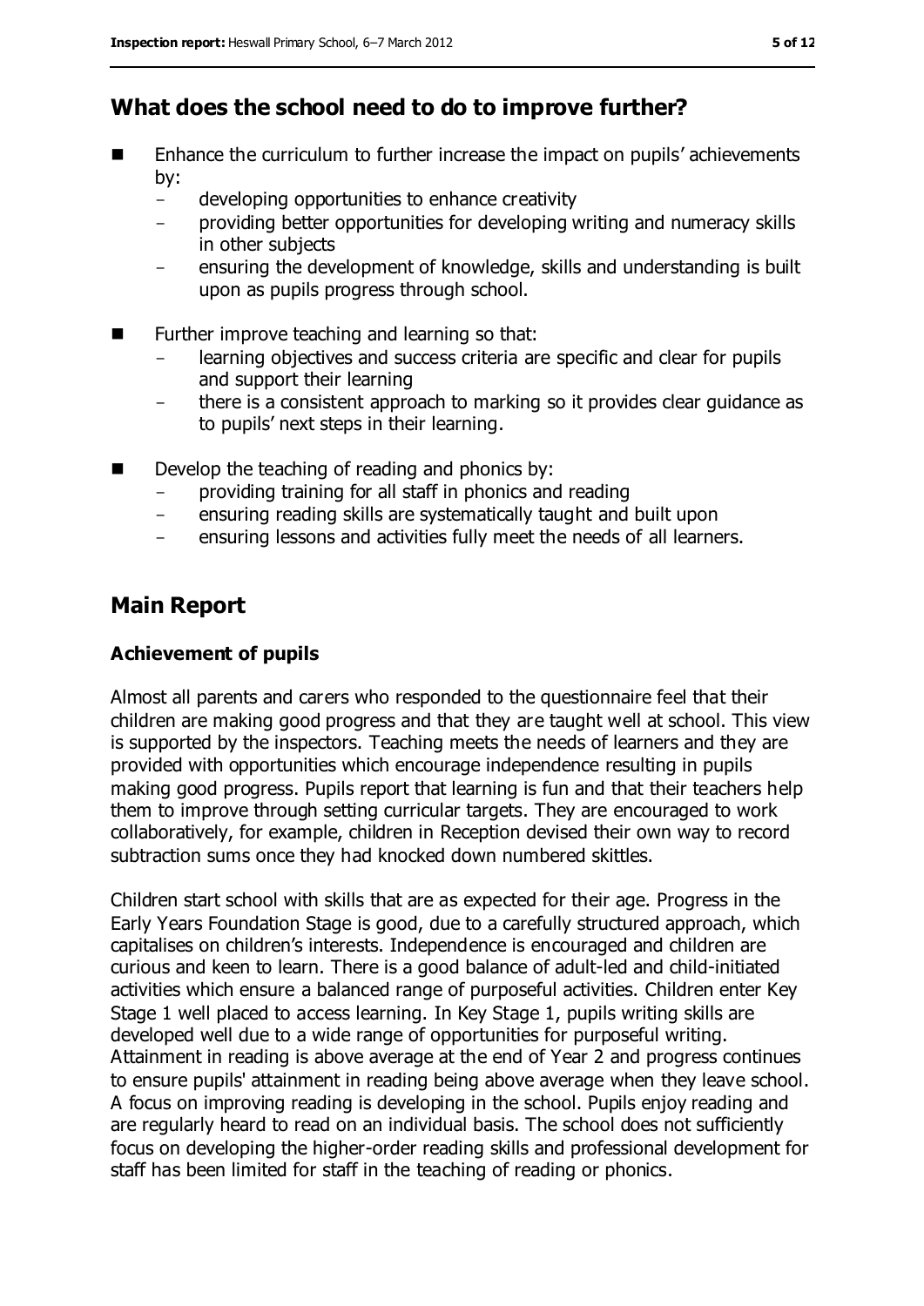## What does the school need to do to improve further?

- Enhance the curriculum to further increase the impact on pupils' achievements by:
  - developing opportunities to enhance creativity
  - providing better opportunities for developing writing and numeracy skills in other subjects
  - ensuring the development of knowledge, skills and understanding is built upon as pupils progress through school.
- Further improve teaching and learning so that:
  - learning objectives and success criteria are specific and clear for pupils and support their learning
  - there is a consistent approach to marking so it provides clear guidance as to pupils' next steps in their learning.
- Develop the teaching of reading and phonics by:
  - providing training for all staff in phonics and reading
  - ensuring reading skills are systematically taught and built upon
  - ensuring lessons and activities fully meet the needs of all learners.

## Main Report

### Achievement of pupils

Almost all parents and carers who responded to the questionnaire feel that their children are making good progress and that they are taught well at school. This view is supported by the inspectors. Teaching meets the needs of learners and they are provided with opportunities which encourage independence resulting in pupils making good progress. Pupils report that learning is fun and that their teachers help them to improve through setting curricular targets. They are encouraged to work collaboratively, for example, children in Reception devised their own way to record subtraction sums once they had knocked down numbered skittles.

Children start school with skills that are as expected for their age. Progress in the Early Years Foundation Stage is good, due to a carefully structured approach, which capitalises on children's interests. Independence is encouraged and children are curious and keen to learn. There is a good balance of adult-led and child-initiated activities which ensure a balanced range of purposeful activities. Children enter Key Stage 1 well placed to access learning. In Key Stage 1, pupils writing skills are developed well due to a wide range of opportunities for purposeful writing. Attainment in reading is above average at the end of Year 2 and progress continues to ensure pupils' attainment in reading being above average when they leave school. A focus on improving reading is developing in the school. Pupils enjoy reading and are regularly heard to read on an individual basis. The school does not sufficiently focus on developing the higher-order reading skills and professional development for staff has been limited for staff in the teaching of reading or phonics.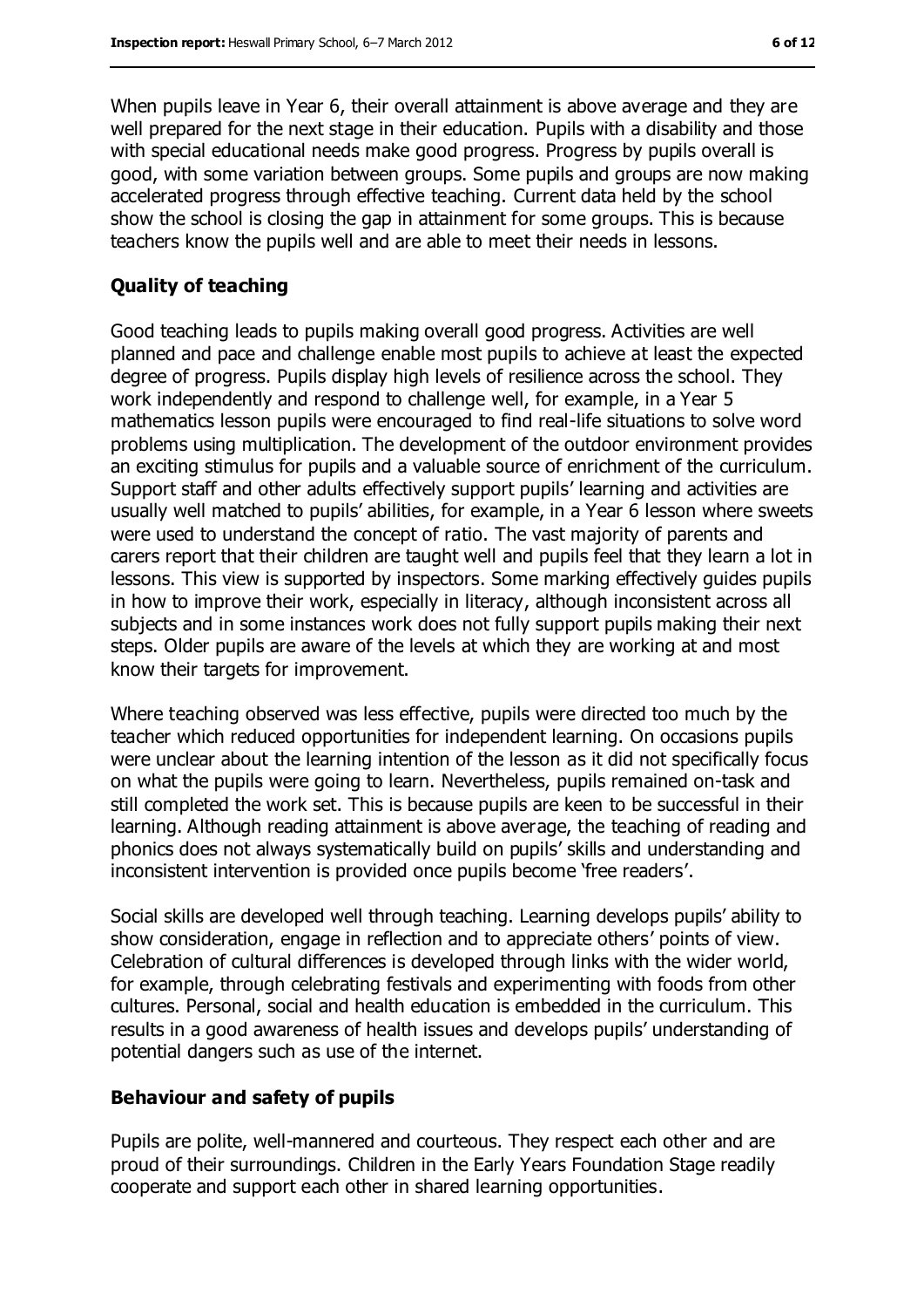When pupils leave in Year 6, their overall attainment is above average and they are well prepared for the next stage in their education. Pupils with a disability and those with special educational needs make good progress. Progress by pupils overall is good, with some variation between groups. Some pupils and groups are now making accelerated progress through effective teaching. Current data held by the school show the school is closing the gap in attainment for some groups. This is because teachers know the pupils well and are able to meet their needs in lessons.

### Quality of teaching

Good teaching leads to pupils making overall good progress. Activities are well planned and pace and challenge enable most pupils to achieve at least the expected degree of progress. Pupils display high levels of resilience across the school. They work independently and respond to challenge well, for example, in a Year 5 mathematics lesson pupils were encouraged to find real-life situations to solve word problems using multiplication. The development of the outdoor environment provides an exciting stimulus for pupils and a valuable source of enrichment of the curriculum. Support staff and other adults effectively support pupils' learning and activities are usually well matched to pupils' abilities, for example, in a Year 6 lesson where sweets were used to understand the concept of ratio. The vast majority of parents and carers report that their children are taught well and pupils feel that they learn a lot in lessons. This view is supported by inspectors. Some marking effectively guides pupils in how to improve their work, especially in literacy, although inconsistent across all subjects and in some instances work does not fully support pupils making their next steps. Older pupils are aware of the levels at which they are working at and most know their targets for improvement.

Where teaching observed was less effective, pupils were directed too much by the teacher which reduced opportunities for independent learning. On occasions pupils were unclear about the learning intention of the lesson as it did not specifically focus on what the pupils were going to learn. Nevertheless, pupils remained on-task and still completed the work set. This is because pupils are keen to be successful in their learning. Although reading attainment is above average, the teaching of reading and phonics does not always systematically build on pupils' skills and understanding and inconsistent intervention is provided once pupils become 'free readers'.

Social skills are developed well through teaching. Learning develops pupils' ability to show consideration, engage in reflection and to appreciate others' points of view. Celebration of cultural differences is developed through links with the wider world, for example, through celebrating festivals and experimenting with foods from other cultures. Personal, social and health education is embedded in the curriculum. This results in a good awareness of health issues and develops pupils' understanding of potential dangers such as use of the internet.

### Behaviour and safety of pupils

Pupils are polite, well-mannered and courteous. They respect each other and are proud of their surroundings. Children in the Early Years Foundation Stage readily cooperate and support each other in shared learning opportunities.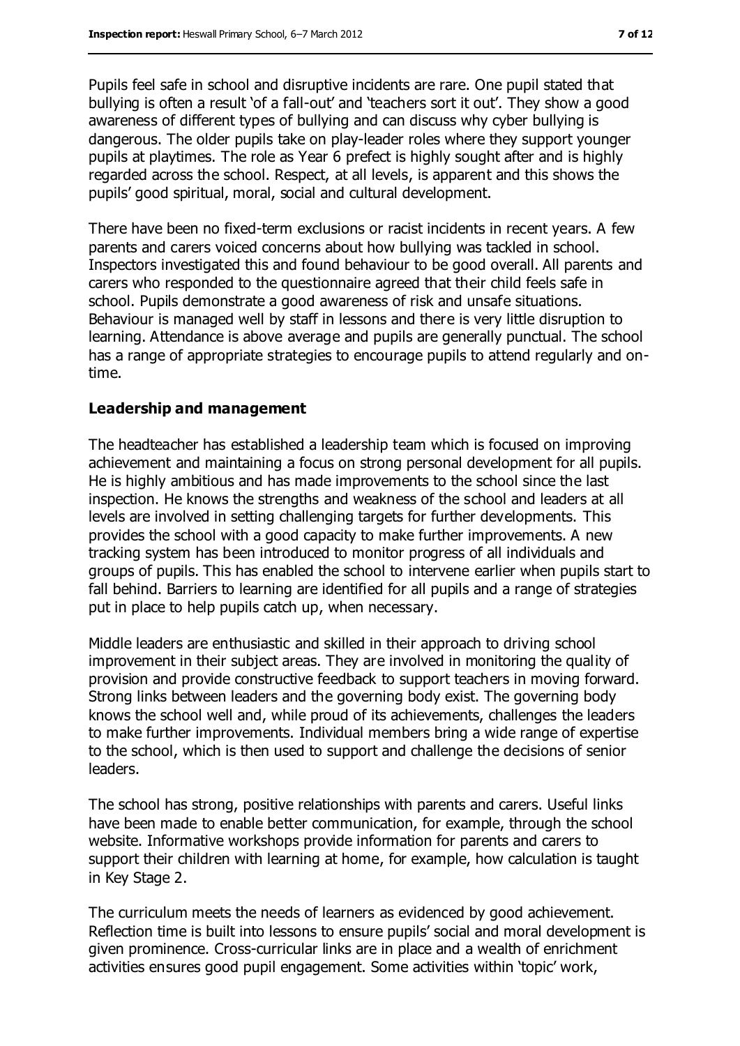Pupils feel safe in school and disruptive incidents are rare. One pupil stated that bullying is often a result 'of a fall-out' and 'teachers sort it out'. They show a good awareness of different types of bullying and can discuss why cyber bullying is dangerous. The older pupils take on play-leader roles where they support younger pupils at playtimes. The role as Year 6 prefect is highly sought after and is highly regarded across the school. Respect, at all levels, is apparent and this shows the pupils' good spiritual, moral, social and cultural development.

There have been no fixed-term exclusions or racist incidents in recent years. A few parents and carers voiced concerns about how bullying was tackled in school. Inspectors investigated this and found behaviour to be good overall. All parents and carers who responded to the questionnaire agreed that their child feels safe in school. Pupils demonstrate a good awareness of risk and unsafe situations. Behaviour is managed well by staff in lessons and there is very little disruption to learning. Attendance is above average and pupils are generally punctual. The school has a range of appropriate strategies to encourage pupils to attend regularly and on-time.

### Leadership and management

The headteacher has established a leadership team which is focused on improving achievement and maintaining a focus on strong personal development for all pupils. He is highly ambitious and has made improvements to the school since the last inspection. He knows the strengths and weakness of the school and leaders at all levels are involved in setting challenging targets for further developments. This provides the school with a good capacity to make further improvements. A new tracking system has been introduced to monitor progress of all individuals and groups of pupils. This has enabled the school to intervene earlier when pupils start to fall behind. Barriers to learning are identified for all pupils and a range of strategies put in place to help pupils catch up, when necessary.

Middle leaders are enthusiastic and skilled in their approach to driving school improvement in their subject areas. They are involved in monitoring the quality of provision and provide constructive feedback to support teachers in moving forward. Strong links between leaders and the governing body exist. The governing body knows the school well and, while proud of its achievements, challenges the leaders to make further improvements. Individual members bring a wide range of expertise to the school, which is then used to support and challenge the decisions of senior leaders.

The school has strong, positive relationships with parents and carers. Useful links have been made to enable better communication, for example, through the school website. Informative workshops provide information for parents and carers to support their children with learning at home, for example, how calculation is taught in Key Stage 2.

The curriculum meets the needs of learners as evidenced by good achievement. Reflection time is built into lessons to ensure pupils' social and moral development is given prominence. Cross-curricular links are in place and a wealth of enrichment activities ensures good pupil engagement. Some activities within 'topic' work,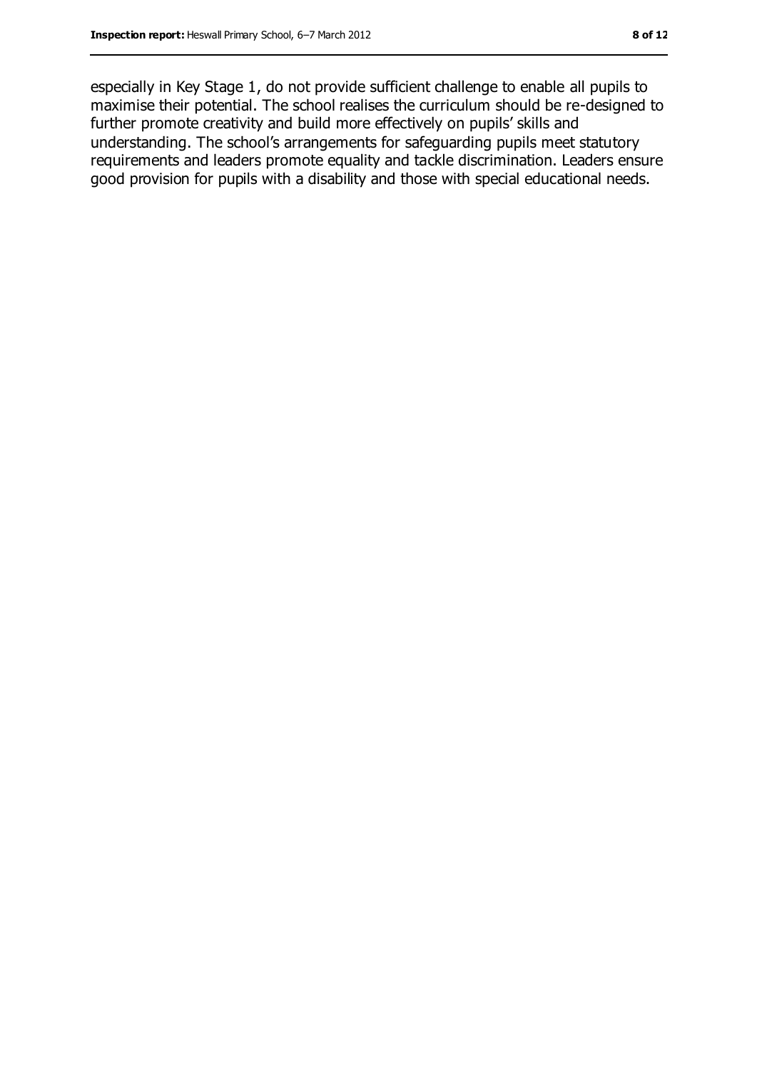especially in Key Stage 1, do not provide sufficient challenge to enable all pupils to maximise their potential. The school realises the curriculum should be re-designed to further promote creativity and build more effectively on pupils' skills and understanding. The school's arrangements for safeguarding pupils meet statutory requirements and leaders promote equality and tackle discrimination. Leaders ensure good provision for pupils with a disability and those with special educational needs.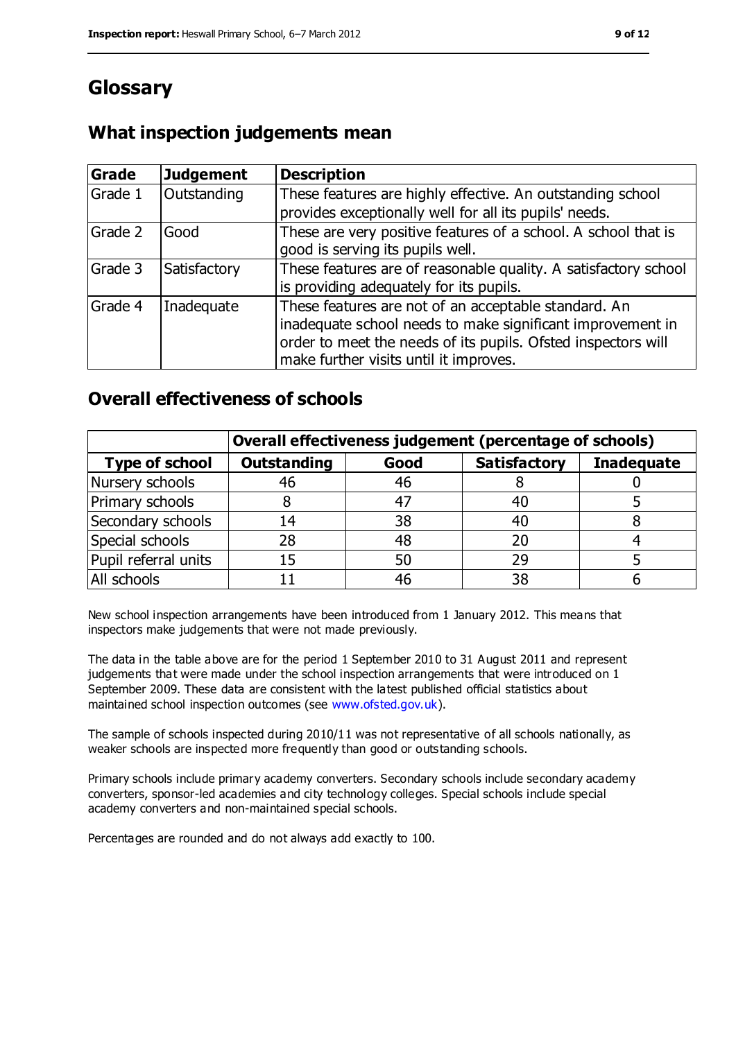# Glossary

## What inspection judgements mean

| Grade | Judgement | Description |
|---|---|---|
| Grade 1 | Outstanding | These features are highly effective. An outstanding school provides exceptionally well for all its pupils' needs. |
| Grade 2 | Good | These are very positive features of a school. A school that is good is serving its pupils well. |
| Grade 3 | Satisfactory | These features are of reasonable quality. A satisfactory school is providing adequately for its pupils. |
| Grade 4 | Inadequate | These features are not of an acceptable standard. An inadequate school needs to make significant improvement in order to meet the needs of its pupils. Ofsted inspectors will make further visits until it improves. |

## Overall effectiveness of schools

| | Overall effectiveness judgement (percentage of schools) | | | |
|---|---|---|---|---|
| **Type of school** | **Outstanding** | **Good** | **Satisfactory** | **Inadequate** |
| Nursery schools | 46 | 46 | 8 | 0 |
| Primary schools | 8 | 47 | 40 | 5 |
| Secondary schools | 14 | 38 | 40 | 8 |
| Special schools | 28 | 48 | 20 | 4 |
| Pupil referral units | 15 | 50 | 29 | 5 |
| All schools | 11 | 46 | 38 | 6 |

New school inspection arrangements have been introduced from 1 January 2012. This means that inspectors make judgements that were not made previously.

The data in the table above are for the period 1 September 2010 to 31 August 2011 and represent judgements that were made under the school inspection arrangements that were introduced on 1 September 2009. These data are consistent with the latest published official statistics about maintained school inspection outcomes (see www.ofsted.gov.uk).

The sample of schools inspected during 2010/11 was not representative of all schools nationally, as weaker schools are inspected more frequently than good or outstanding schools.

Primary schools include primary academy converters. Secondary schools include secondary academy converters, sponsor-led academies and city technology colleges. Special schools include special academy converters and non-maintained special schools.

Percentages are rounded and do not always add exactly to 100.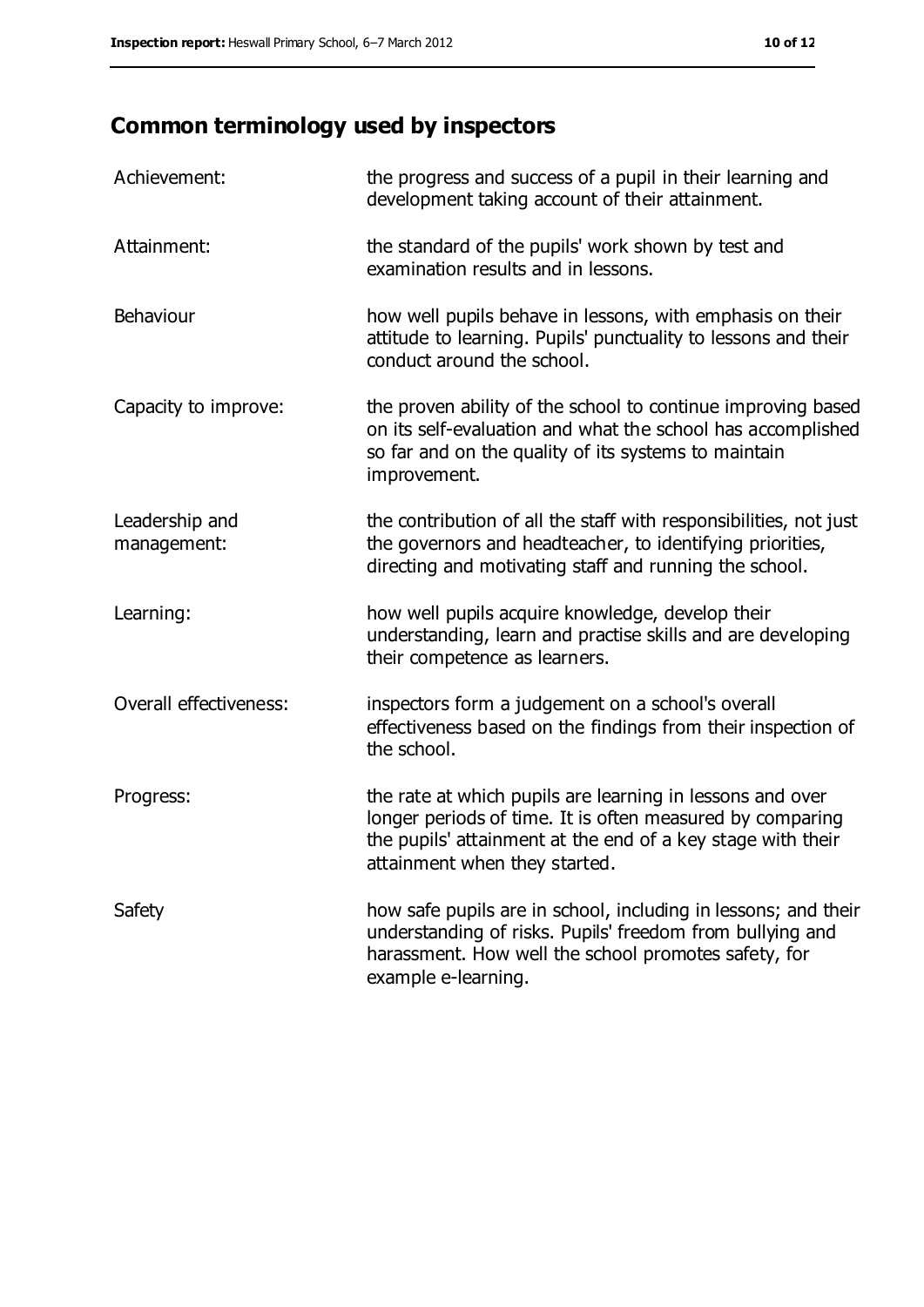## Common terminology used by inspectors

| | |
|---|---|
| Achievement: | the progress and success of a pupil in their learning and development taking account of their attainment. |
| Attainment: | the standard of the pupils' work shown by test and examination results and in lessons. |
| Behaviour | how well pupils behave in lessons, with emphasis on their attitude to learning. Pupils' punctuality to lessons and their conduct around the school. |
| Capacity to improve: | the proven ability of the school to continue improving based on its self-evaluation and what the school has accomplished so far and on the quality of its systems to maintain improvement. |
| Leadership and management: | the contribution of all the staff with responsibilities, not just the governors and headteacher, to identifying priorities, directing and motivating staff and running the school. |
| Learning: | how well pupils acquire knowledge, develop their understanding, learn and practise skills and are developing their competence as learners. |
| Overall effectiveness: | inspectors form a judgement on a school's overall effectiveness based on the findings from their inspection of the school. |
| Progress: | the rate at which pupils are learning in lessons and over longer periods of time. It is often measured by comparing the pupils' attainment at the end of a key stage with their attainment when they started. |
| Safety | how safe pupils are in school, including in lessons; and their understanding of risks. Pupils' freedom from bullying and harassment. How well the school promotes safety, for example e-learning. |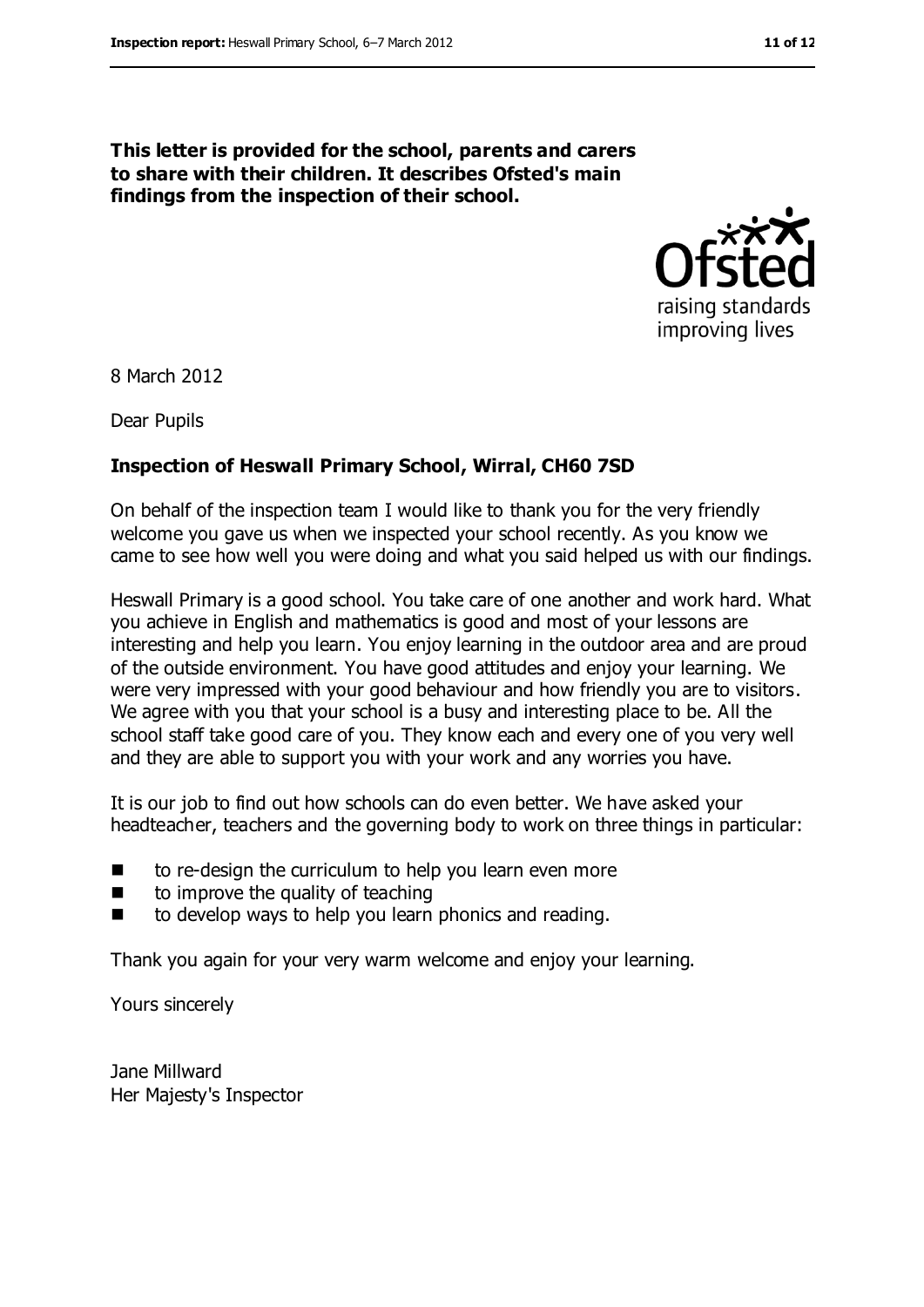**This letter is provided for the school, parents and carers to share with their children. It describes Ofsted's main findings from the inspection of their school.**

8 March 2012

Dear Pupils

**Inspection of Heswall Primary School, Wirral, CH60 7SD**

On behalf of the inspection team I would like to thank you for the very friendly welcome you gave us when we inspected your school recently. As you know we came to see how well you were doing and what you said helped us with our findings.

Heswall Primary is a good school. You take care of one another and work hard. What you achieve in English and mathematics is good and most of your lessons are interesting and help you learn. You enjoy learning in the outdoor area and are proud of the outside environment. You have good attitudes and enjoy your learning. We were very impressed with your good behaviour and how friendly you are to visitors. We agree with you that your school is a busy and interesting place to be. All the school staff take good care of you. They know each and every one of you very well and they are able to support you with your work and any worries you have.

It is our job to find out how schools can do even better. We have asked your headteacher, teachers and the governing body to work on three things in particular:

- to re-design the curriculum to help you learn even more
- to improve the quality of teaching
- to develop ways to help you learn phonics and reading.

Thank you again for your very warm welcome and enjoy your learning.

Yours sincerely

Jane Millward
Her Majesty's Inspector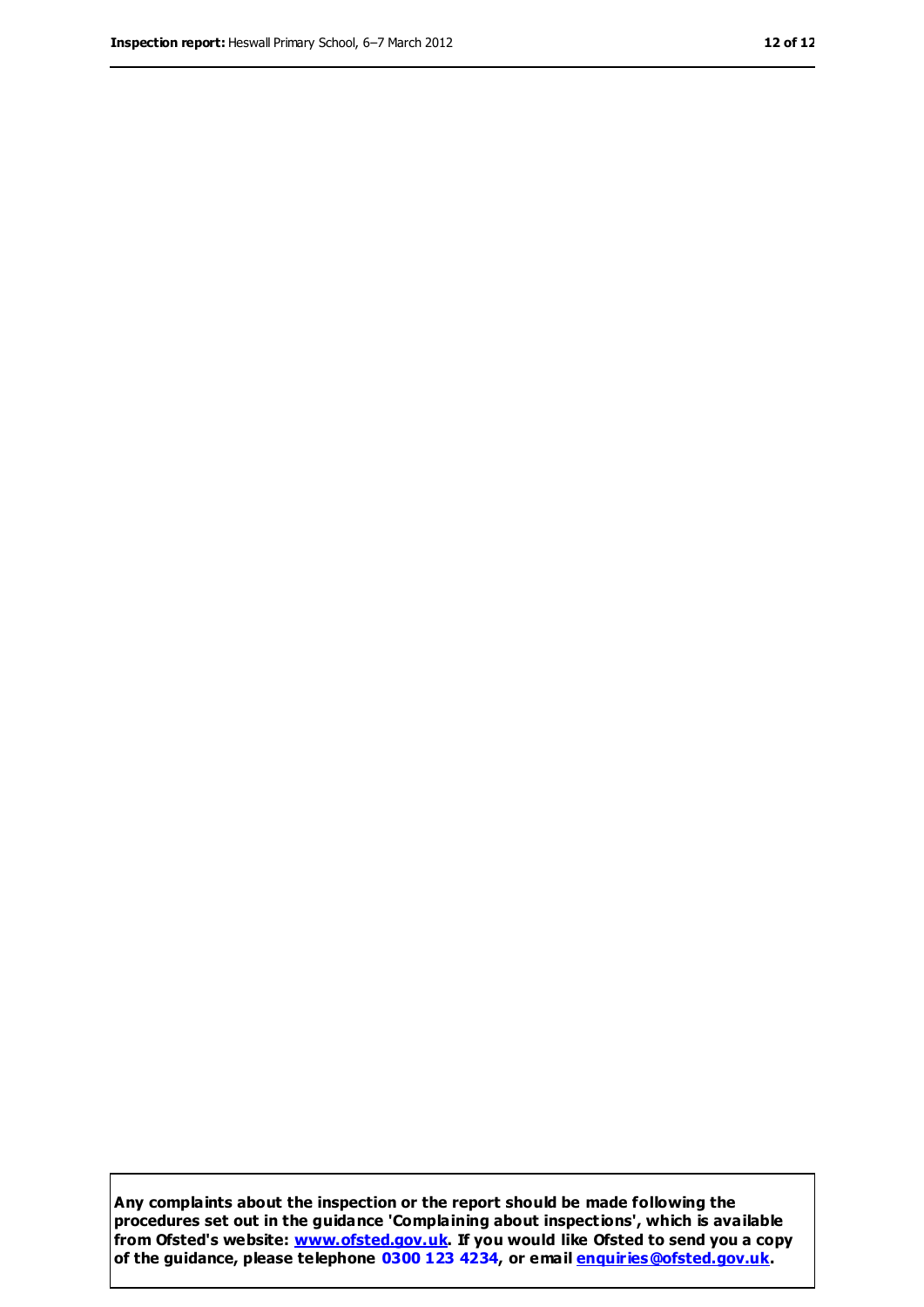**Any complaints about the inspection or the report should be made following the procedures set out in the guidance 'Complaining about inspections', which is available from Ofsted's website: www.ofsted.gov.uk. If you would like Ofsted to send you a copy of the guidance, please telephone 0300 123 4234, or email enquiries@ofsted.gov.uk.**